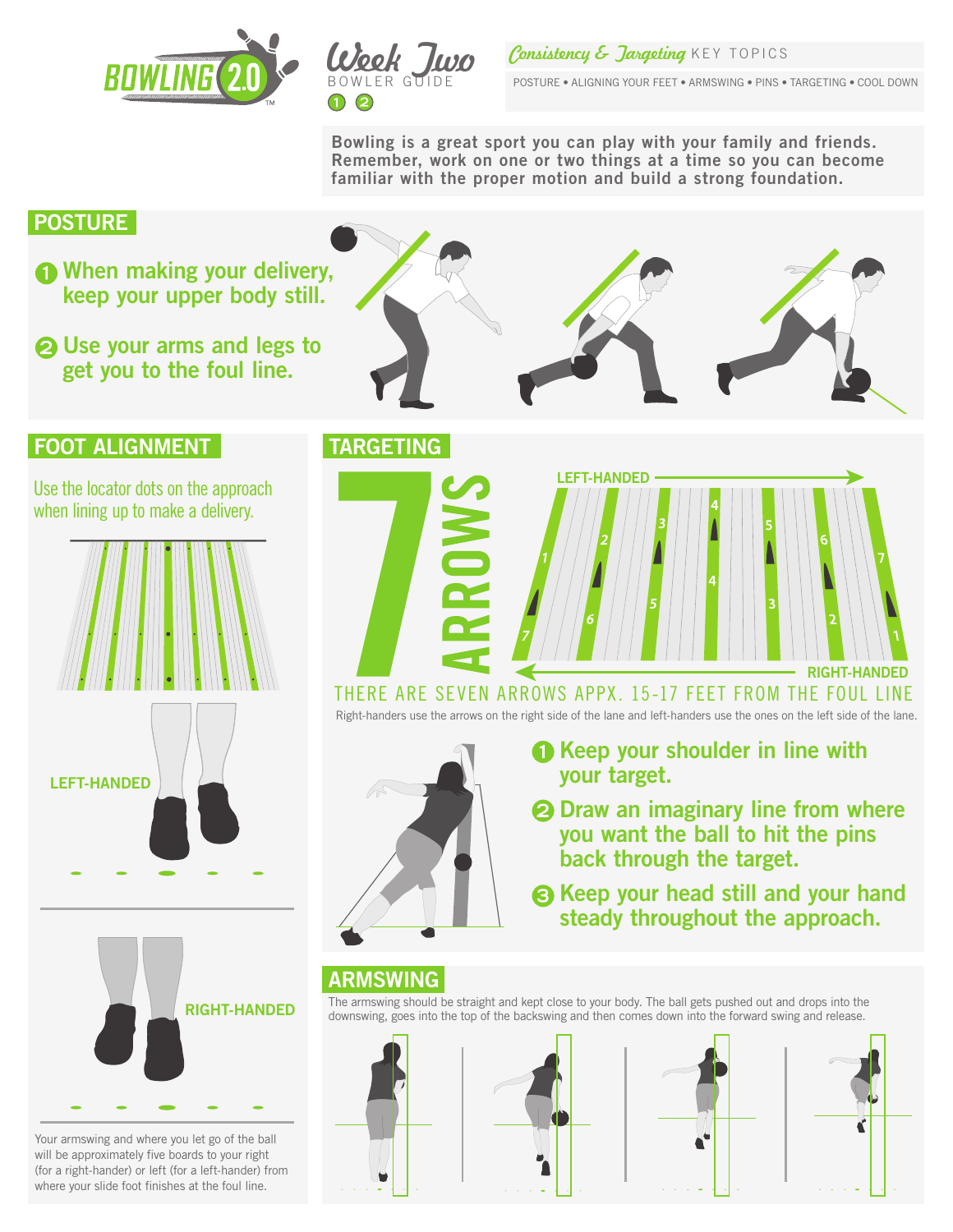# BOWLING 2.0

## Week Two BOWLER GUIDE

1 2

*Consistency & Targeting* KEY TOPICS

POSTURE • ALIGNING YOUR FEET • ARMSWING • PINS • TARGETING • COOL DOWN

**Bowling is a great sport you can play with your family and friends. Remember, work on one or two things at a time so you can become familiar with the proper motion and build a strong foundation.**

## POSTURE

1. **When making your delivery, keep your upper body still.**
2. **Use your arms and legs to get you to the foul line.**

## FOOT ALIGNMENT

Use the locator dots on the approach when lining up to make a delivery.

LEFT-HANDED

RIGHT-HANDED

Your armswing and where you let go of the ball will be approximately five boards to your right (for a right-hander) or left (for a left-hander) from where your slide foot finishes at the foul line.

## TARGETING

7 ARROWS

LEFT-HANDED

RIGHT-HANDED

THERE ARE SEVEN ARROWS APPX. 15-17 FEET FROM THE FOUL LINE

Right-handers use the arrows on the right side of the lane and left-handers use the ones on the left side of the lane.

1. **Keep your shoulder in line with your target.**
2. **Draw an imaginary line from where you want the ball to hit the pins back through the target.**
3. **Keep your head still and your hand steady throughout the approach.**

## ARMSWING

The armswing should be straight and kept close to your body. The ball gets pushed out and drops into the downswing, goes into the top of the backswing and then comes down into the forward swing and release.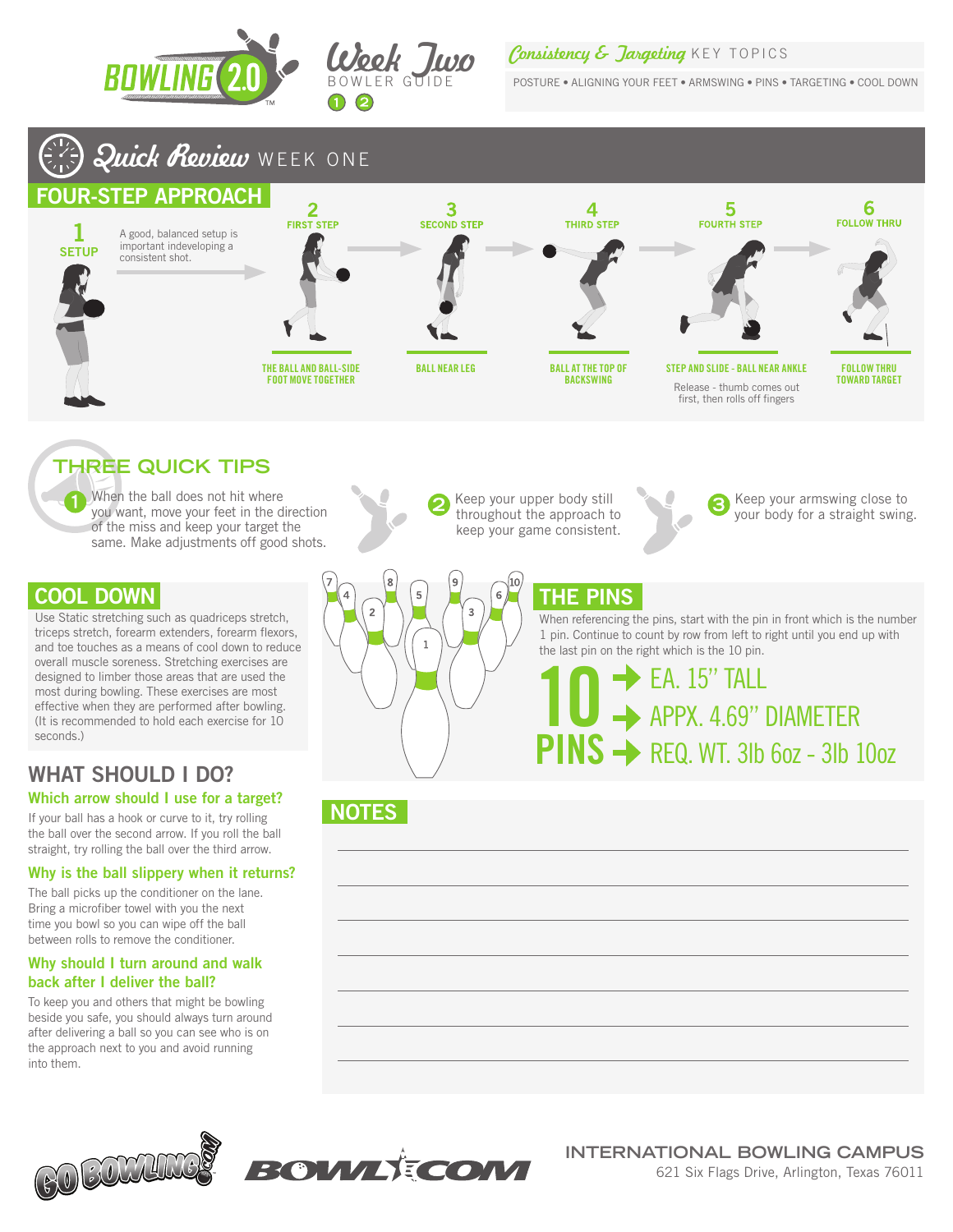# BOWLING 2.0

## Week Two BOWLER GUIDE

1 2

**Consistency & Targeting** KEY TOPICS

POSTURE • ALIGNING YOUR FEET • ARMSWING • PINS • TARGETING • COOL DOWN

## Quick Review WEEK ONE

### FOUR-STEP APPROACH

**1 SETUP**

A good, balanced setup is important indeveloping a consistent shot.

**2 FIRST STEP**

THE BALL AND BALL-SIDE FOOT MOVE TOGETHER

**3 SECOND STEP**

BALL NEAR LEG

**4 THIRD STEP**

BALL AT THE TOP OF BACKSWING

**5 FOURTH STEP**

STEP AND SLIDE - BALL NEAR ANKLE

Release - thumb comes out first, then rolls off fingers

**6 FOLLOW THRU**

FOLLOW THRU TOWARD TARGET

## THREE QUICK TIPS

1. When the ball does not hit where you want, move your feet in the direction of the miss and keep your target the same. Make adjustments off good shots.
2. Keep your upper body still throughout the approach to keep your game consistent.
3. Keep your armswing close to your body for a straight swing.

## COOL DOWN

Use Static stretching such as quadriceps stretch, triceps stretch, forearm extenders, forearm flexors, and toe touches as a means of cool down to reduce overall muscle soreness. Stretching exercises are designed to limber those areas that are used the most during bowling. These exercises are most effective when they are performed after bowling. (It is recommended to hold each exercise for 10 seconds.)

## THE PINS

7 8 9 10
4 5 6
2 3
1

When referencing the pins, start with the pin in front which is the number 1 pin. Continue to count by row from left to right until you end up with the last pin on the right which is the 10 pin.

**10 PINS**
- EA. 15" TALL
- APPX. 4.69" DIAMETER
- REQ. WT. 3lb 6oz - 3lb 10oz

## WHAT SHOULD I DO?

### Which arrow should I use for a target?

If your ball has a hook or curve to it, try rolling the ball over the second arrow. If you roll the ball straight, try rolling the ball over the third arrow.

### Why is the ball slippery when it returns?

The ball picks up the conditioner on the lane. Bring a microfiber towel with you the next time you bowl so you can wipe off the ball between rolls to remove the conditioner.

### Why should I turn around and walk back after I deliver the ball?

To keep you and others that might be bowling beside you safe, you should always turn around after delivering a ball so you can see who is on the approach next to you and avoid running into them.

## NOTES

GO BOWLING.COM BOWL.COM

INTERNATIONAL BOWLING CAMPUS
621 Six Flags Drive, Arlington, Texas 76011